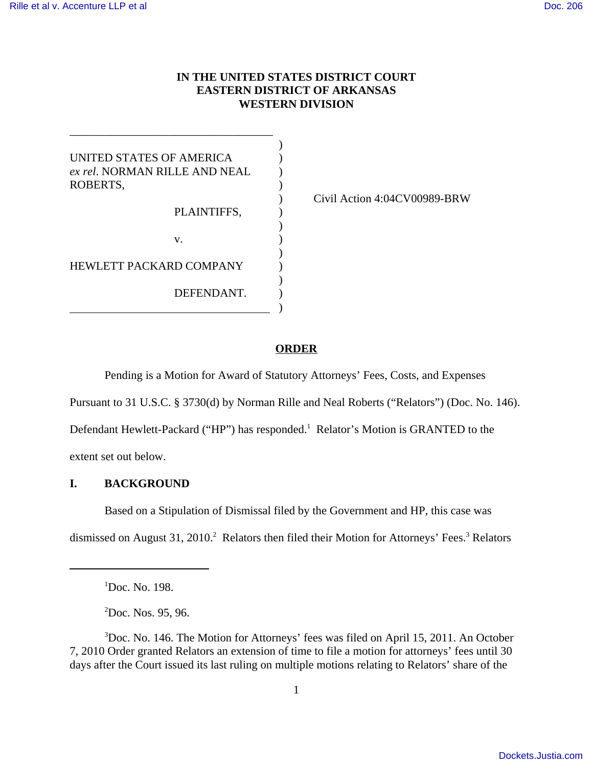# IN THE UNITED STATES DISTRICT COURT
# EASTERN DISTRICT OF ARKANSAS
# WESTERN DIVISION

UNITED STATES OF AMERICA *ex rel*. NORMAN RILLE AND NEAL ROBERTS,

PLAINTIFFS,

v.

HEWLETT PACKARD COMPANY

DEFENDANT.

Civil Action 4:04CV00989-BRW

## ORDER

Pending is a Motion for Award of Statutory Attorneys' Fees, Costs, and Expenses Pursuant to 31 U.S.C. § 3730(d) by Norman Rille and Neal Roberts ("Relators") (Doc. No. 146). Defendant Hewlett-Packard ("HP") has responded.[1] Relator's Motion is GRANTED to the extent set out below.

## I. BACKGROUND

Based on a Stipulation of Dismissal filed by the Government and HP, this case was dismissed on August 31, 2010.[2] Relators then filed their Motion for Attorneys' Fees.[3] Relators

---

[1] Doc. No. 198.

[2] Doc. Nos. 95, 96.

[3] Doc. No. 146. The Motion for Attorneys' fees was filed on April 15, 2011. An October 7, 2010 Order granted Relators an extension of time to file a motion for attorneys' fees until 30 days after the Court issued its last ruling on multiple motions relating to Relators' share of the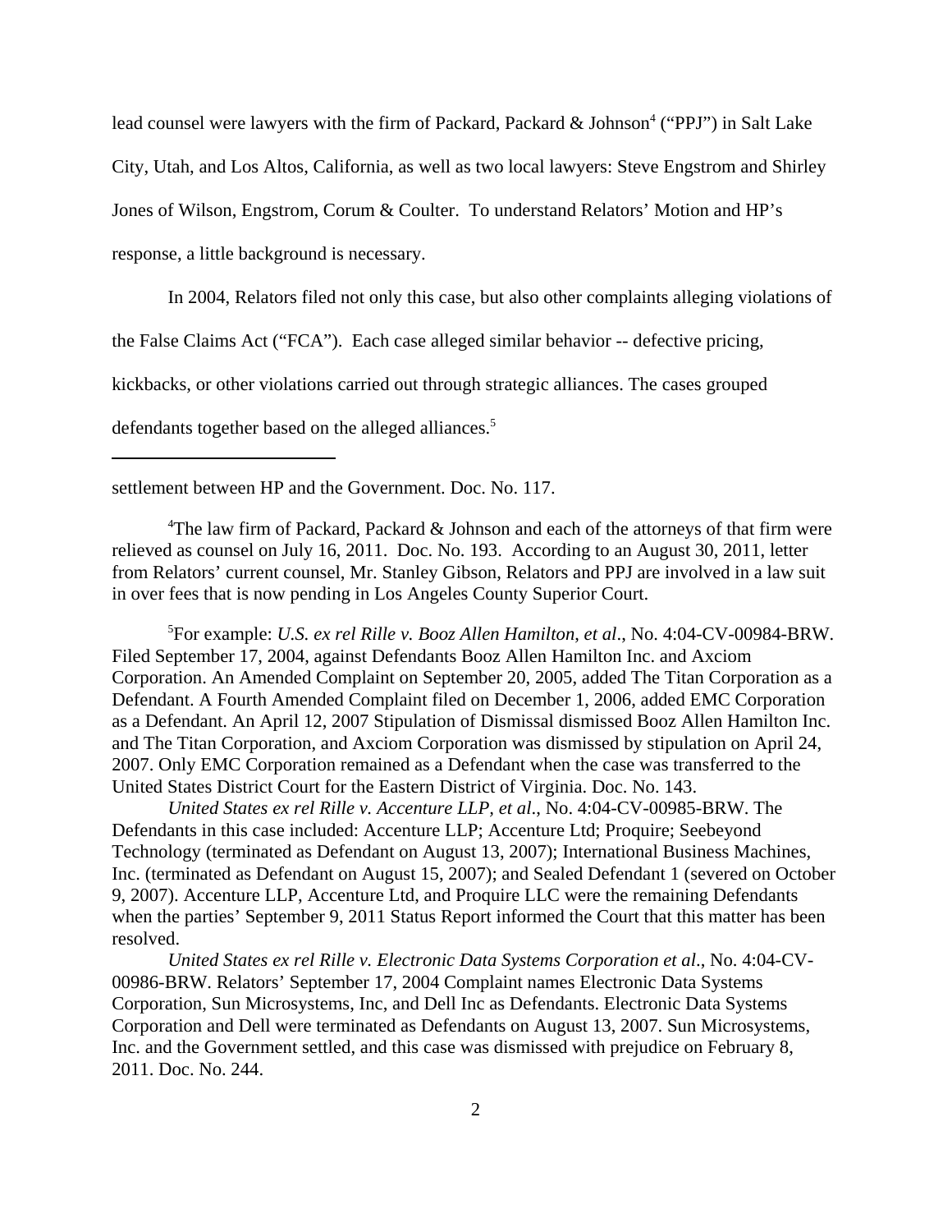lead counsel were lawyers with the firm of Packard, Packard & Johnson[4] ("PPJ") in Salt Lake City, Utah, and Los Altos, California, as well as two local lawyers: Steve Engstrom and Shirley Jones of Wilson, Engstrom, Corum & Coulter. To understand Relators' Motion and HP's response, a little background is necessary.

In 2004, Relators filed not only this case, but also other complaints alleging violations of the False Claims Act ("FCA"). Each case alleged similar behavior -- defective pricing, kickbacks, or other violations carried out through strategic alliances. The cases grouped defendants together based on the alleged alliances.[5]

---

settlement between HP and the Government. Doc. No. 117.

[4]The law firm of Packard, Packard & Johnson and each of the attorneys of that firm were relieved as counsel on July 16, 2011. Doc. No. 193. According to an August 30, 2011, letter from Relators' current counsel, Mr. Stanley Gibson, Relators and PPJ are involved in a law suit in over fees that is now pending in Los Angeles County Superior Court.

[5]For example: *U.S. ex rel Rille v. Booz Allen Hamilton, et al*., No. 4:04-CV-00984-BRW. Filed September 17, 2004, against Defendants Booz Allen Hamilton Inc. and Axciom Corporation. An Amended Complaint on September 20, 2005, added The Titan Corporation as a Defendant. A Fourth Amended Complaint filed on December 1, 2006, added EMC Corporation as a Defendant. An April 12, 2007 Stipulation of Dismissal dismissed Booz Allen Hamilton Inc. and The Titan Corporation, and Axciom Corporation was dismissed by stipulation on April 24, 2007. Only EMC Corporation remained as a Defendant when the case was transferred to the United States District Court for the Eastern District of Virginia. Doc. No. 143.

*United States ex rel Rille v. Accenture LLP, et al*., No. 4:04-CV-00985-BRW. The Defendants in this case included: Accenture LLP; Accenture Ltd; Proquire; Seebeyond Technology (terminated as Defendant on August 13, 2007); International Business Machines, Inc. (terminated as Defendant on August 15, 2007); and Sealed Defendant 1 (severed on October 9, 2007). Accenture LLP, Accenture Ltd, and Proquire LLC were the remaining Defendants when the parties' September 9, 2011 Status Report informed the Court that this matter has been resolved.

*United States ex rel Rille v. Electronic Data Systems Corporation et al*., No. 4:04-CV-00986-BRW. Relators' September 17, 2004 Complaint names Electronic Data Systems Corporation, Sun Microsystems, Inc, and Dell Inc as Defendants. Electronic Data Systems Corporation and Dell were terminated as Defendants on August 13, 2007. Sun Microsystems, Inc. and the Government settled, and this case was dismissed with prejudice on February 8, 2011. Doc. No. 244.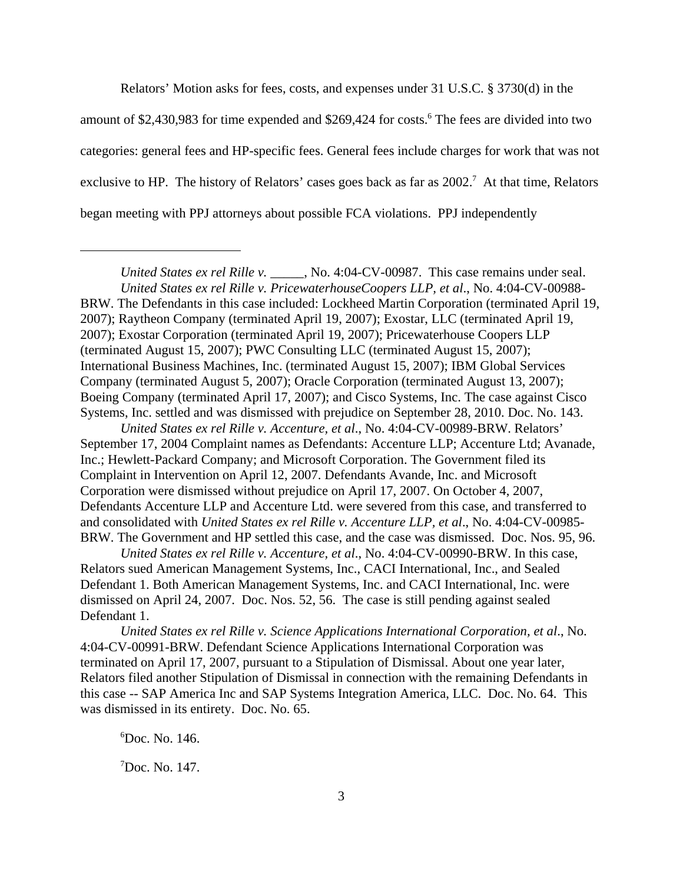Relators' Motion asks for fees, costs, and expenses under 31 U.S.C. § 3730(d) in the amount of $2,430,983 for time expended and $269,424 for costs.[6] The fees are divided into two categories: general fees and HP-specific fees. General fees include charges for work that was not exclusive to HP. The history of Relators' cases goes back as far as 2002.[7] At that time, Relators began meeting with PPJ attorneys about possible FCA violations. PPJ independently

---

*United States ex rel Rille v.* _____, No. 4:04-CV-00987. This case remains under seal.

*United States ex rel Rille v. PricewaterhouseCoopers LLP, et al*., No. 4:04-CV-00988-BRW. The Defendants in this case included: Lockheed Martin Corporation (terminated April 19, 2007); Raytheon Company (terminated April 19, 2007); Exostar, LLC (terminated April 19, 2007); Exostar Corporation (terminated April 19, 2007); Pricewaterhouse Coopers LLP (terminated August 15, 2007); PWC Consulting LLC (terminated August 15, 2007); International Business Machines, Inc. (terminated August 15, 2007); IBM Global Services Company (terminated August 5, 2007); Oracle Corporation (terminated August 13, 2007); Boeing Company (terminated April 17, 2007); and Cisco Systems, Inc. The case against Cisco Systems, Inc. settled and was dismissed with prejudice on September 28, 2010. Doc. No. 143.

*United States ex rel Rille v. Accenture, et al*., No. 4:04-CV-00989-BRW. Relators' September 17, 2004 Complaint names as Defendants: Accenture LLP; Accenture Ltd; Avanade, Inc.; Hewlett-Packard Company; and Microsoft Corporation. The Government filed its Complaint in Intervention on April 12, 2007. Defendants Avande, Inc. and Microsoft Corporation were dismissed without prejudice on April 17, 2007. On October 4, 2007, Defendants Accenture LLP and Accenture Ltd. were severed from this case, and transferred to and consolidated with *United States ex rel Rille v. Accenture LLP, et al*., No. 4:04-CV-00985-BRW. The Government and HP settled this case, and the case was dismissed. Doc. Nos. 95, 96.

*United States ex rel Rille v. Accenture, et al*., No. 4:04-CV-00990-BRW. In this case, Relators sued American Management Systems, Inc., CACI International, Inc., and Sealed Defendant 1. Both American Management Systems, Inc. and CACI International, Inc. were dismissed on April 24, 2007. Doc. Nos. 52, 56. The case is still pending against sealed Defendant 1.

*United States ex rel Rille v. Science Applications International Corporation, et al*., No. 4:04-CV-00991-BRW. Defendant Science Applications International Corporation was terminated on April 17, 2007, pursuant to a Stipulation of Dismissal. About one year later, Relators filed another Stipulation of Dismissal in connection with the remaining Defendants in this case -- SAP America Inc and SAP Systems Integration America, LLC. Doc. No. 64. This was dismissed in its entirety. Doc. No. 65.

[6] Doc. No. 146.

[7] Doc. No. 147.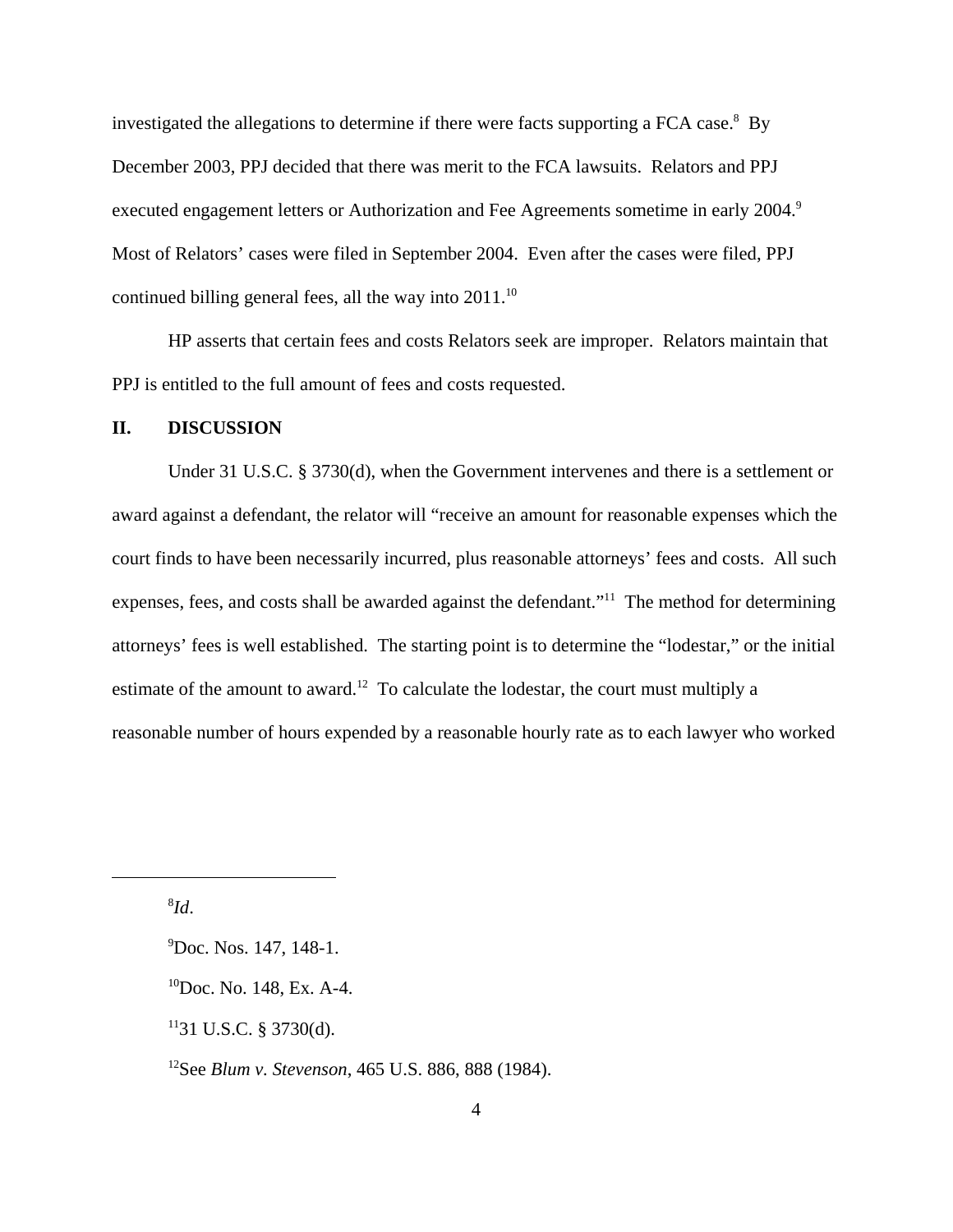investigated the allegations to determine if there were facts supporting a FCA case.[8] By December 2003, PPJ decided that there was merit to the FCA lawsuits. Relators and PPJ executed engagement letters or Authorization and Fee Agreements sometime in early 2004.[9] Most of Relators' cases were filed in September 2004. Even after the cases were filed, PPJ continued billing general fees, all the way into 2011.[10]

HP asserts that certain fees and costs Relators seek are improper. Relators maintain that PPJ is entitled to the full amount of fees and costs requested.

## II. DISCUSSION

Under 31 U.S.C. § 3730(d), when the Government intervenes and there is a settlement or award against a defendant, the relator will "receive an amount for reasonable expenses which the court finds to have been necessarily incurred, plus reasonable attorneys' fees and costs. All such expenses, fees, and costs shall be awarded against the defendant."[11] The method for determining attorneys' fees is well established. The starting point is to determine the "lodestar," or the initial estimate of the amount to award.[12] To calculate the lodestar, the court must multiply a reasonable number of hours expended by a reasonable hourly rate as to each lawyer who worked

---

[8] *Id*.

[9] Doc. Nos. 147, 148-1.

[10] Doc. No. 148, Ex. A-4.

[11] 31 U.S.C. § 3730(d).

[12] See *Blum v. Stevenson*, 465 U.S. 886, 888 (1984).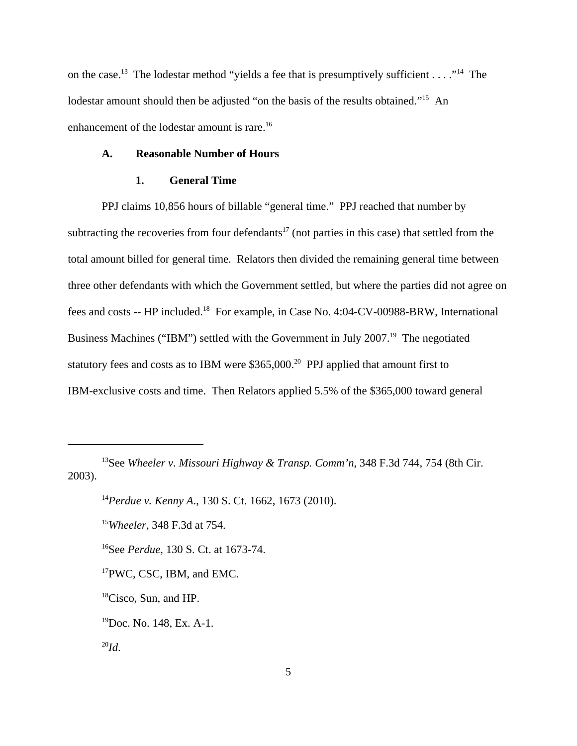on the case.[13] The lodestar method "yields a fee that is presumptively sufficient . . . ."[14] The lodestar amount should then be adjusted "on the basis of the results obtained."[15] An enhancement of the lodestar amount is rare.[16]

### A. Reasonable Number of Hours

#### 1. General Time

PPJ claims 10,856 hours of billable "general time." PPJ reached that number by subtracting the recoveries from four defendants[17] (not parties in this case) that settled from the total amount billed for general time. Relators then divided the remaining general time between three other defendants with which the Government settled, but where the parties did not agree on fees and costs -- HP included.[18] For example, in Case No. 4:04-CV-00988-BRW, International Business Machines ("IBM") settled with the Government in July 2007.[19] The negotiated statutory fees and costs as to IBM were $365,000.[20] PPJ applied that amount first to IBM-exclusive costs and time. Then Relators applied 5.5% of the $365,000 toward general

---

[13] See *Wheeler v. Missouri Highway & Transp. Comm'n*, 348 F.3d 744, 754 (8th Cir. 2003).

[14] *Perdue v. Kenny A.*, 130 S. Ct. 1662, 1673 (2010).

[15] *Wheeler*, 348 F.3d at 754.

[16] See *Perdue*, 130 S. Ct. at 1673-74.

[17] PWC, CSC, IBM, and EMC.

[18] Cisco, Sun, and HP.

[19] Doc. No. 148, Ex. A-1.

[20] *Id*.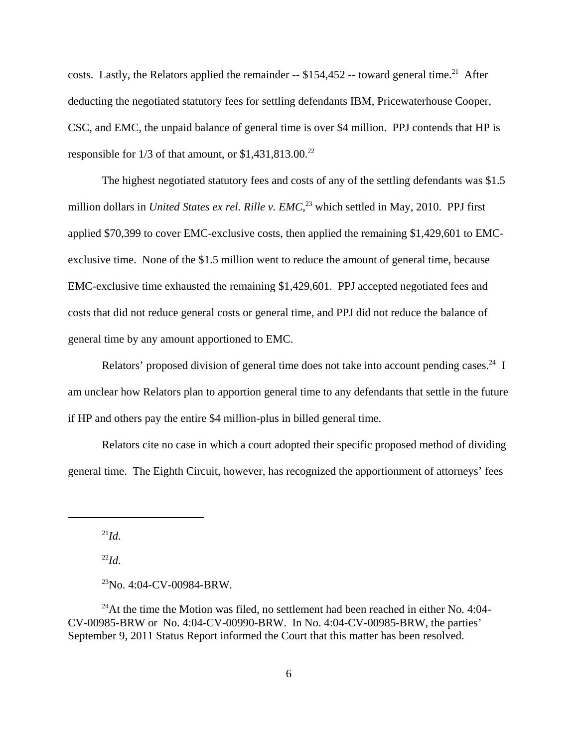costs. Lastly, the Relators applied the remainder -- $154,452 -- toward general time.[21] After deducting the negotiated statutory fees for settling defendants IBM, Pricewaterhouse Cooper, CSC, and EMC, the unpaid balance of general time is over $4 million. PPJ contends that HP is responsible for 1/3 of that amount, or $1,431,813.00.[22]

The highest negotiated statutory fees and costs of any of the settling defendants was $1.5 million dollars in *United States ex rel. Rille v. EMC*,[23] which settled in May, 2010. PPJ first applied $70,399 to cover EMC-exclusive costs, then applied the remaining $1,429,601 to EMC-exclusive time. None of the $1.5 million went to reduce the amount of general time, because EMC-exclusive time exhausted the remaining $1,429,601. PPJ accepted negotiated fees and costs that did not reduce general costs or general time, and PPJ did not reduce the balance of general time by any amount apportioned to EMC.

Relators' proposed division of general time does not take into account pending cases.[24] I am unclear how Relators plan to apportion general time to any defendants that settle in the future if HP and others pay the entire $4 million-plus in billed general time.

Relators cite no case in which a court adopted their specific proposed method of dividing general time. The Eighth Circuit, however, has recognized the apportionment of attorneys' fees

---

[21]*Id*.

[22]*Id*.

[23]No. 4:04-CV-00984-BRW.

[24]At the time the Motion was filed, no settlement had been reached in either No. 4:04-CV-00985-BRW or No. 4:04-CV-00990-BRW. In No. 4:04-CV-00985-BRW, the parties' September 9, 2011 Status Report informed the Court that this matter has been resolved.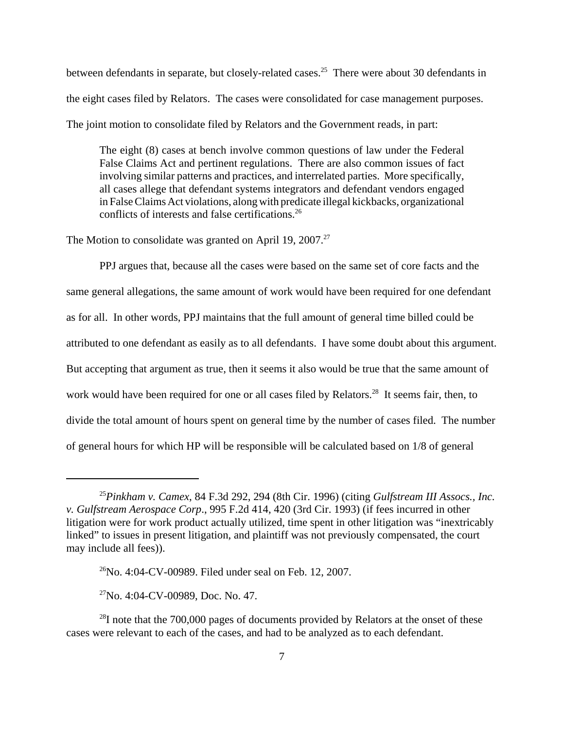between defendants in separate, but closely-related cases.[25] There were about 30 defendants in the eight cases filed by Relators. The cases were consolidated for case management purposes. The joint motion to consolidate filed by Relators and the Government reads, in part:

> The eight (8) cases at bench involve common questions of law under the Federal False Claims Act and pertinent regulations. There are also common issues of fact involving similar patterns and practices, and interrelated parties. More specifically, all cases allege that defendant systems integrators and defendant vendors engaged in False Claims Act violations, along with predicate illegal kickbacks, organizational conflicts of interests and false certifications.[26]

The Motion to consolidate was granted on April 19, 2007.[27]

PPJ argues that, because all the cases were based on the same set of core facts and the same general allegations, the same amount of work would have been required for one defendant as for all. In other words, PPJ maintains that the full amount of general time billed could be attributed to one defendant as easily as to all defendants. I have some doubt about this argument. But accepting that argument as true, then it seems it also would be true that the same amount of work would have been required for one or all cases filed by Relators.[28] It seems fair, then, to divide the total amount of hours spent on general time by the number of cases filed. The number of general hours for which HP will be responsible will be calculated based on 1/8 of general

---

[25] *Pinkham v. Camex*, 84 F.3d 292, 294 (8th Cir. 1996) (citing *Gulfstream III Assocs., Inc. v. Gulfstream Aerospace Corp*., 995 F.2d 414, 420 (3rd Cir. 1993) (if fees incurred in other litigation were for work product actually utilized, time spent in other litigation was "inextricably linked" to issues in present litigation, and plaintiff was not previously compensated, the court may include all fees)).

[26] No. 4:04-CV-00989. Filed under seal on Feb. 12, 2007.

[27] No. 4:04-CV-00989, Doc. No. 47.

[28] I note that the 700,000 pages of documents provided by Relators at the onset of these cases were relevant to each of the cases, and had to be analyzed as to each defendant.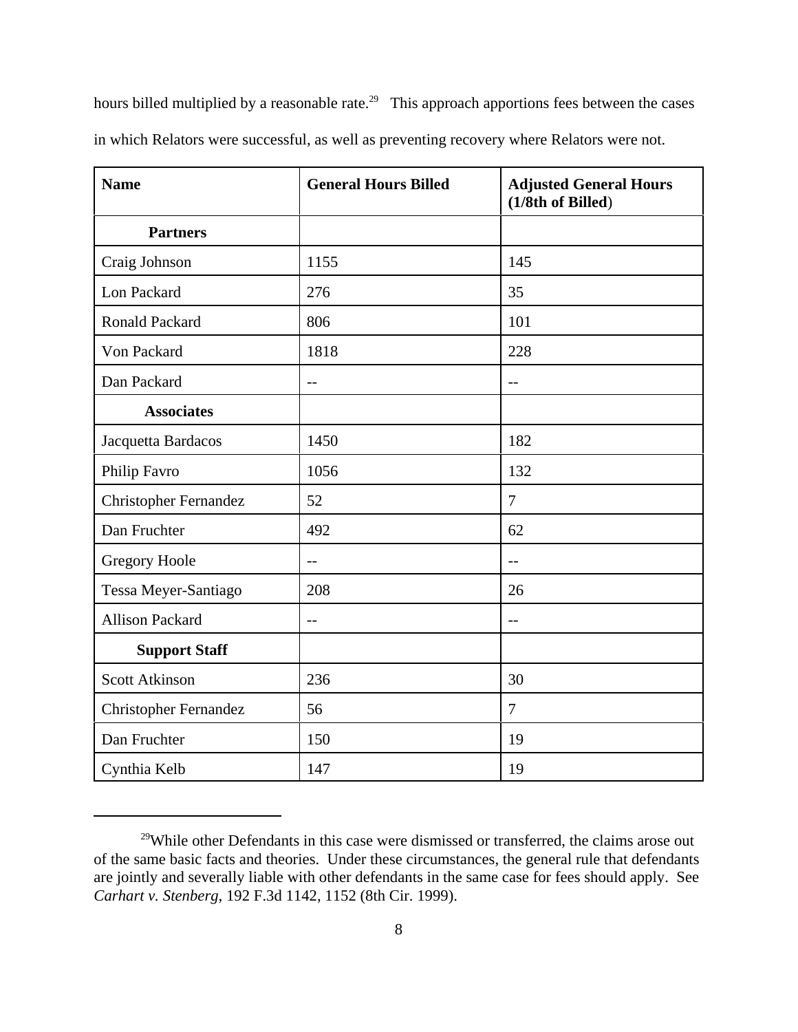hours billed multiplied by a reasonable rate.[29] This approach apportions fees between the cases in which Relators were successful, as well as preventing recovery where Relators were not.

| Name | General Hours Billed | Adjusted General Hours (1/8th of Billed) |
|---|---|---|
| **Partners** | | |
| Craig Johnson | 1155 | 145 |
| Lon Packard | 276 | 35 |
| Ronald Packard | 806 | 101 |
| Von Packard | 1818 | 228 |
| Dan Packard | -- | -- |
| **Associates** | | |
| Jacquetta Bardacos | 1450 | 182 |
| Philip Favro | 1056 | 132 |
| Christopher Fernandez | 52 | 7 |
| Dan Fruchter | 492 | 62 |
| Gregory Hoole | -- | -- |
| Tessa Meyer-Santiago | 208 | 26 |
| Allison Packard | -- | -- |
| **Support Staff** | | |
| Scott Atkinson | 236 | 30 |
| Christopher Fernandez | 56 | 7 |
| Dan Fruchter | 150 | 19 |
| Cynthia Kelb | 147 | 19 |

[29]While other Defendants in this case were dismissed or transferred, the claims arose out of the same basic facts and theories. Under these circumstances, the general rule that defendants are jointly and severally liable with other defendants in the same case for fees should apply. See *Carhart v. Stenberg*, 192 F.3d 1142, 1152 (8th Cir. 1999).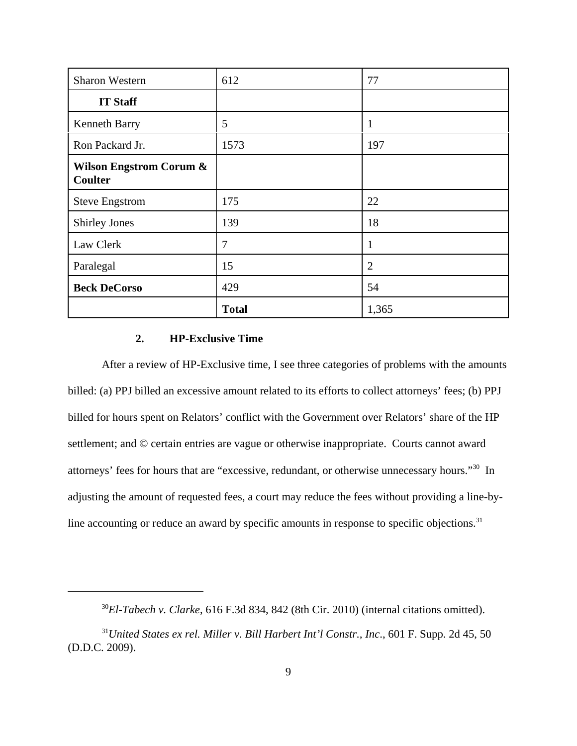| | | |
|---|---|---|
| Sharon Western | 612 | 77 |
| **IT Staff** | | |
| Kenneth Barry | 5 | 1 |
| Ron Packard Jr. | 1573 | 197 |
| **Wilson Engstrom Corum & Coulter** | | |
| Steve Engstrom | 175 | 22 |
| Shirley Jones | 139 | 18 |
| Law Clerk | 7 | 1 |
| Paralegal | 15 | 2 |
| **Beck DeCorso** | 429 | 54 |
| | **Total** | 1,365 |

### 2. HP-Exclusive Time

After a review of HP-Exclusive time, I see three categories of problems with the amounts billed: (a) PPJ billed an excessive amount related to its efforts to collect attorneys' fees; (b) PPJ billed for hours spent on Relators' conflict with the Government over Relators' share of the HP settlement; and © certain entries are vague or otherwise inappropriate. Courts cannot award attorneys' fees for hours that are "excessive, redundant, or otherwise unnecessary hours."[30] In adjusting the amount of requested fees, a court may reduce the fees without providing a line-by-line accounting or reduce an award by specific amounts in response to specific objections.[31]

---

[30] *El-Tabech v. Clarke*, 616 F.3d 834, 842 (8th Cir. 2010) (internal citations omitted).

[31] *United States ex rel. Miller v. Bill Harbert Int'l Constr., Inc.*, 601 F. Supp. 2d 45, 50 (D.D.C. 2009).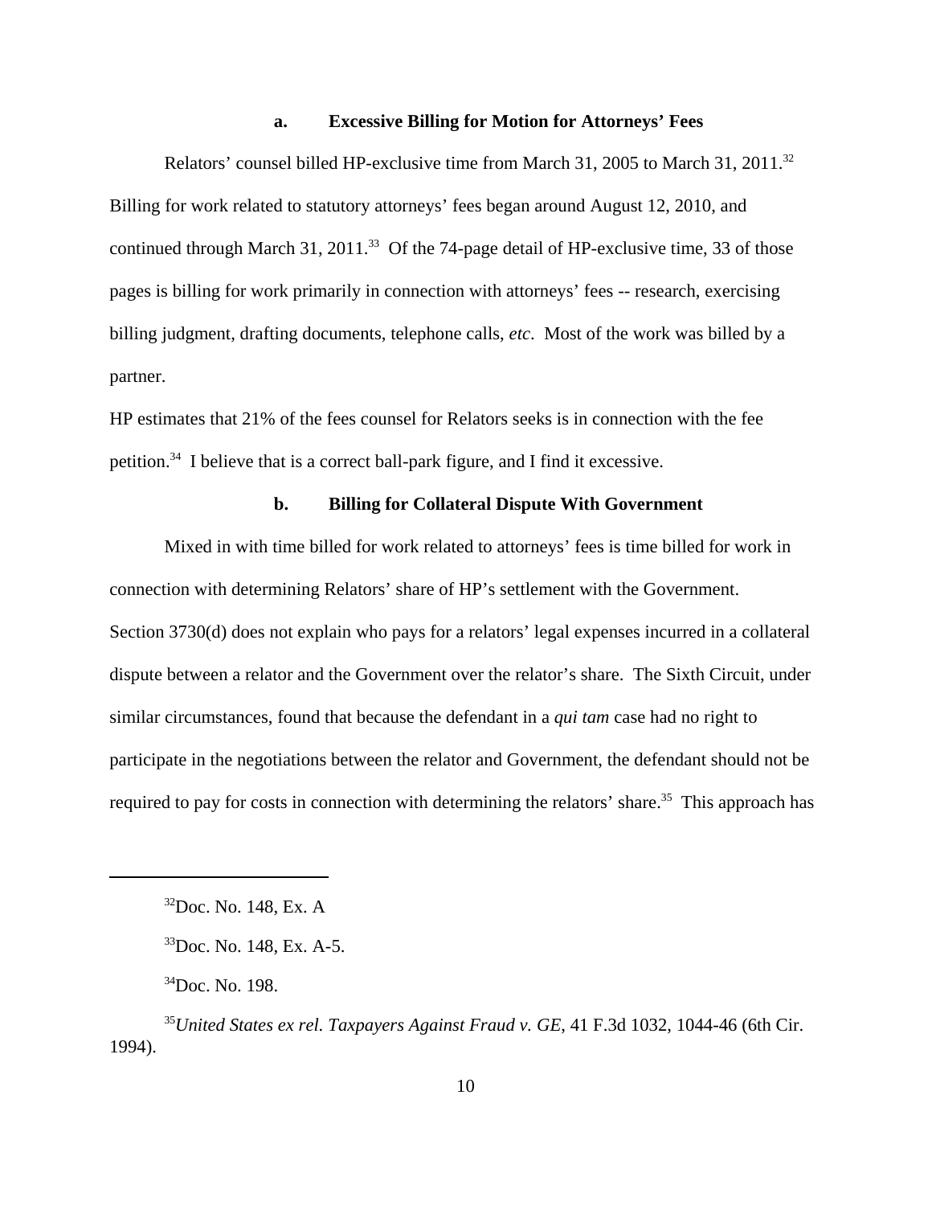### a. Excessive Billing for Motion for Attorneys' Fees

Relators' counsel billed HP-exclusive time from March 31, 2005 to March 31, 2011.[32] Billing for work related to statutory attorneys' fees began around August 12, 2010, and continued through March 31, 2011.[33] Of the 74-page detail of HP-exclusive time, 33 of those pages is billing for work primarily in connection with attorneys' fees -- research, exercising billing judgment, drafting documents, telephone calls, *etc*. Most of the work was billed by a partner.

HP estimates that 21% of the fees counsel for Relators seeks is in connection with the fee petition.[34] I believe that is a correct ball-park figure, and I find it excessive.

### b. Billing for Collateral Dispute With Government

Mixed in with time billed for work related to attorneys' fees is time billed for work in connection with determining Relators' share of HP's settlement with the Government. Section 3730(d) does not explain who pays for a relators' legal expenses incurred in a collateral dispute between a relator and the Government over the relator's share. The Sixth Circuit, under similar circumstances, found that because the defendant in a *qui tam* case had no right to participate in the negotiations between the relator and Government, the defendant should not be required to pay for costs in connection with determining the relators' share.[35] This approach has

---

[32] Doc. No. 148, Ex. A

[33] Doc. No. 148, Ex. A-5.

[34] Doc. No. 198.

[35] *United States ex rel. Taxpayers Against Fraud v. GE*, 41 F.3d 1032, 1044-46 (6th Cir. 1994).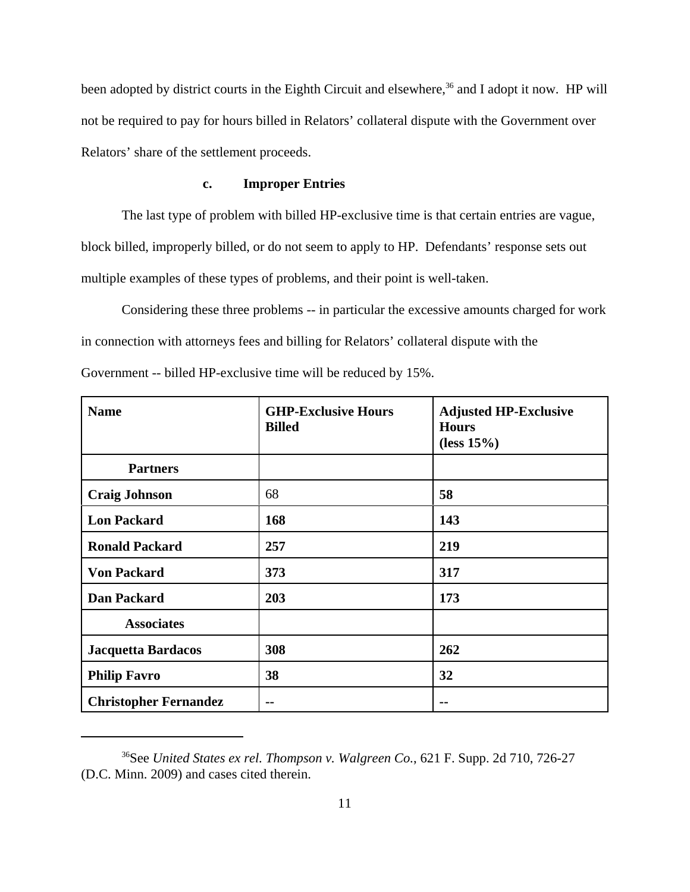been adopted by district courts in the Eighth Circuit and elsewhere,[36] and I adopt it now. HP will not be required to pay for hours billed in Relators' collateral dispute with the Government over Relators' share of the settlement proceeds.

**c. Improper Entries**

The last type of problem with billed HP-exclusive time is that certain entries are vague, block billed, improperly billed, or do not seem to apply to HP. Defendants' response sets out multiple examples of these types of problems, and their point is well-taken.

Considering these three problems -- in particular the excessive amounts charged for work in connection with attorneys fees and billing for Relators' collateral dispute with the Government -- billed HP-exclusive time will be reduced by 15%.

| Name | GHP-Exclusive Hours Billed | Adjusted HP-Exclusive Hours (less 15%) |
|---|---|---|
| **Partners** | | |
| **Craig Johnson** | 68 | **58** |
| **Lon Packard** | **168** | **143** |
| **Ronald Packard** | **257** | **219** |
| **Von Packard** | **373** | **317** |
| **Dan Packard** | **203** | **173** |
| **Associates** | | |
| **Jacquetta Bardacos** | **308** | **262** |
| **Philip Favro** | **38** | **32** |
| **Christopher Fernandez** | **--** | **--** |

[36] See *United States ex rel. Thompson v. Walgreen Co.*, 621 F. Supp. 2d 710, 726-27 (D.C. Minn. 2009) and cases cited therein.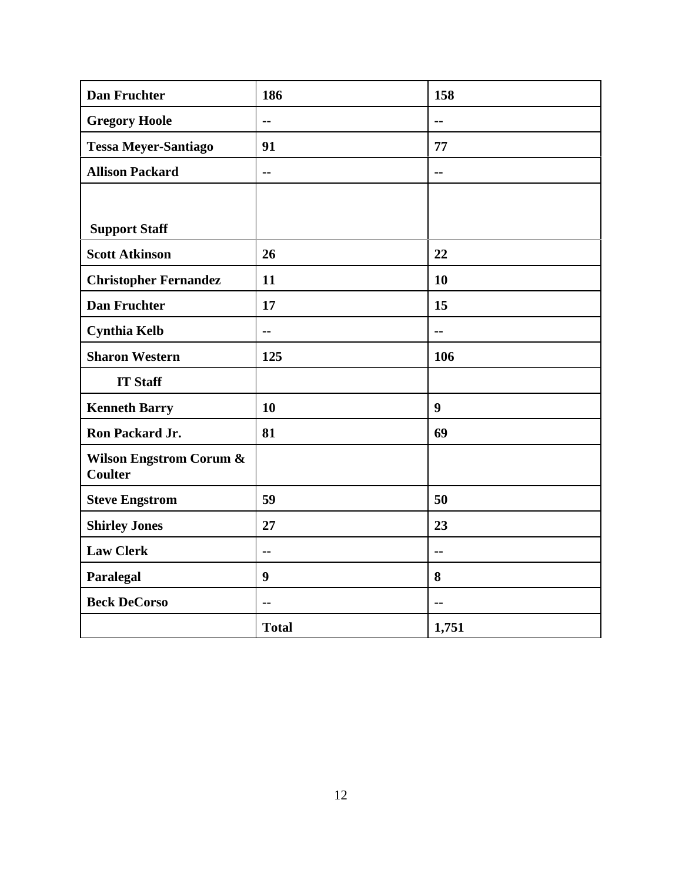| Dan Fruchter | 186 | 158 |
|---|---|---|
| Gregory Hoole | -- | -- |
| Tessa Meyer-Santiago | 91 | 77 |
| Allison Packard | -- | -- |
| Support Staff | | |
| Scott Atkinson | 26 | 22 |
| Christopher Fernandez | 11 | 10 |
| Dan Fruchter | 17 | 15 |
| Cynthia Kelb | -- | -- |
| Sharon Western | 125 | 106 |
| IT Staff | | |
| Kenneth Barry | 10 | 9 |
| Ron Packard Jr. | 81 | 69 |
| Wilson Engstrom Corum & Coulter | | |
| Steve Engstrom | 59 | 50 |
| Shirley Jones | 27 | 23 |
| Law Clerk | -- | -- |
| Paralegal | 9 | 8 |
| Beck DeCorso | -- | -- |
| | Total | 1,751 |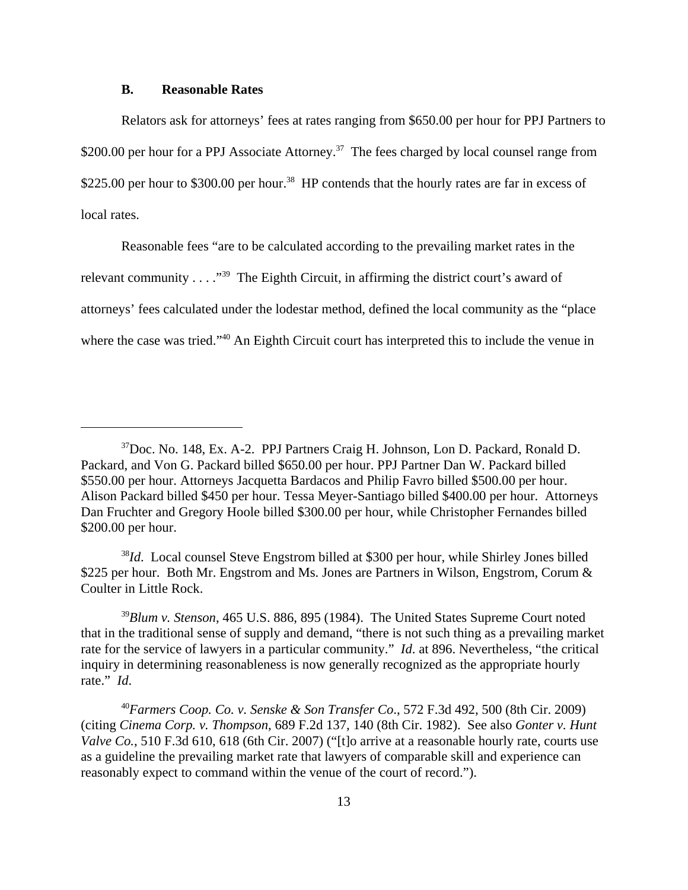### B. Reasonable Rates

Relators ask for attorneys' fees at rates ranging from $650.00 per hour for PPJ Partners to $200.00 per hour for a PPJ Associate Attorney.[37] The fees charged by local counsel range from $225.00 per hour to $300.00 per hour.[38] HP contends that the hourly rates are far in excess of local rates.

Reasonable fees "are to be calculated according to the prevailing market rates in the relevant community . . . ."[39] The Eighth Circuit, in affirming the district court's award of attorneys' fees calculated under the lodestar method, defined the local community as the "place where the case was tried."[40] An Eighth Circuit court has interpreted this to include the venue in

---

[37]Doc. No. 148, Ex. A-2. PPJ Partners Craig H. Johnson, Lon D. Packard, Ronald D. Packard, and Von G. Packard billed $650.00 per hour. PPJ Partner Dan W. Packard billed $550.00 per hour. Attorneys Jacquetta Bardacos and Philip Favro billed $500.00 per hour. Alison Packard billed $450 per hour. Tessa Meyer-Santiago billed $400.00 per hour. Attorneys Dan Fruchter and Gregory Hoole billed $300.00 per hour, while Christopher Fernandes billed $200.00 per hour.

[38]*Id*. Local counsel Steve Engstrom billed at $300 per hour, while Shirley Jones billed $225 per hour. Both Mr. Engstrom and Ms. Jones are Partners in Wilson, Engstrom, Corum & Coulter in Little Rock.

[39]*Blum v. Stenson*, 465 U.S. 886, 895 (1984). The United States Supreme Court noted that in the traditional sense of supply and demand, "there is not such thing as a prevailing market rate for the service of lawyers in a particular community." *Id*. at 896. Nevertheless, "the critical inquiry in determining reasonableness is now generally recognized as the appropriate hourly rate." *Id*.

[40]*Farmers Coop. Co. v. Senske & Son Transfer Co*., 572 F.3d 492, 500 (8th Cir. 2009) (citing *Cinema Corp. v. Thompson*, 689 F.2d 137, 140 (8th Cir. 1982). See also *Gonter v. Hunt Valve Co.*, 510 F.3d 610, 618 (6th Cir. 2007) ("[t]o arrive at a reasonable hourly rate, courts use as a guideline the prevailing market rate that lawyers of comparable skill and experience can reasonably expect to command within the venue of the court of record.").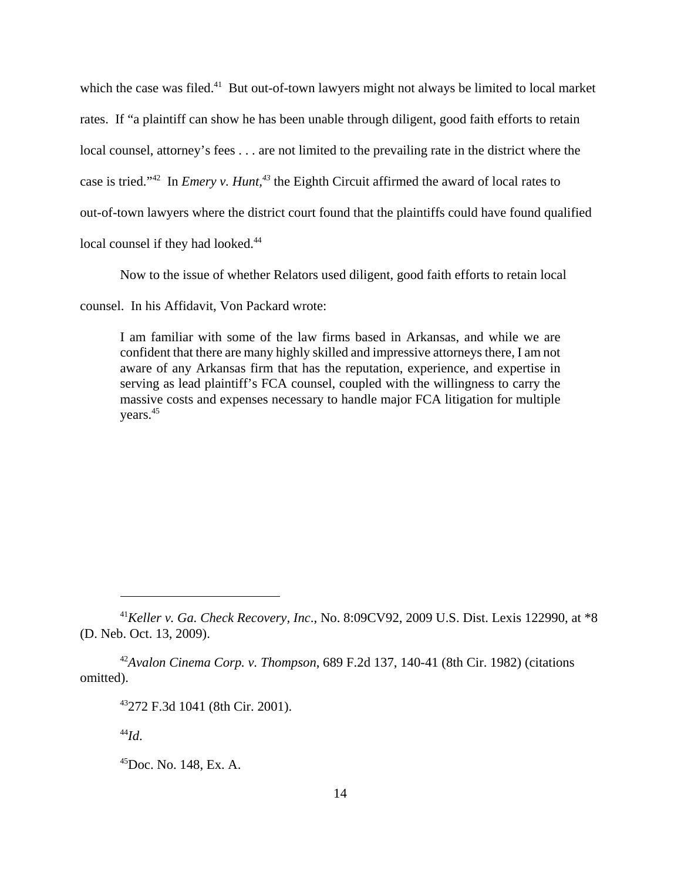which the case was filed.[41] But out-of-town lawyers might not always be limited to local market rates. If "a plaintiff can show he has been unable through diligent, good faith efforts to retain local counsel, attorney's fees . . . are not limited to the prevailing rate in the district where the case is tried."[42] In *Emery v. Hunt*,[43] the Eighth Circuit affirmed the award of local rates to out-of-town lawyers where the district court found that the plaintiffs could have found qualified local counsel if they had looked.[44]

Now to the issue of whether Relators used diligent, good faith efforts to retain local counsel. In his Affidavit, Von Packard wrote:

> I am familiar with some of the law firms based in Arkansas, and while we are confident that there are many highly skilled and impressive attorneys there, I am not aware of any Arkansas firm that has the reputation, experience, and expertise in serving as lead plaintiff's FCA counsel, coupled with the willingness to carry the massive costs and expenses necessary to handle major FCA litigation for multiple years.[45]

---

[41] *Keller v. Ga. Check Recovery, Inc*., No. 8:09CV92, 2009 U.S. Dist. Lexis 122990, at *8 (D. Neb. Oct. 13, 2009).

[42] *Avalon Cinema Corp. v. Thompson*, 689 F.2d 137, 140-41 (8th Cir. 1982) (citations omitted).

[43] 272 F.3d 1041 (8th Cir. 2001).

[44] *Id*.

[45] Doc. No. 148, Ex. A.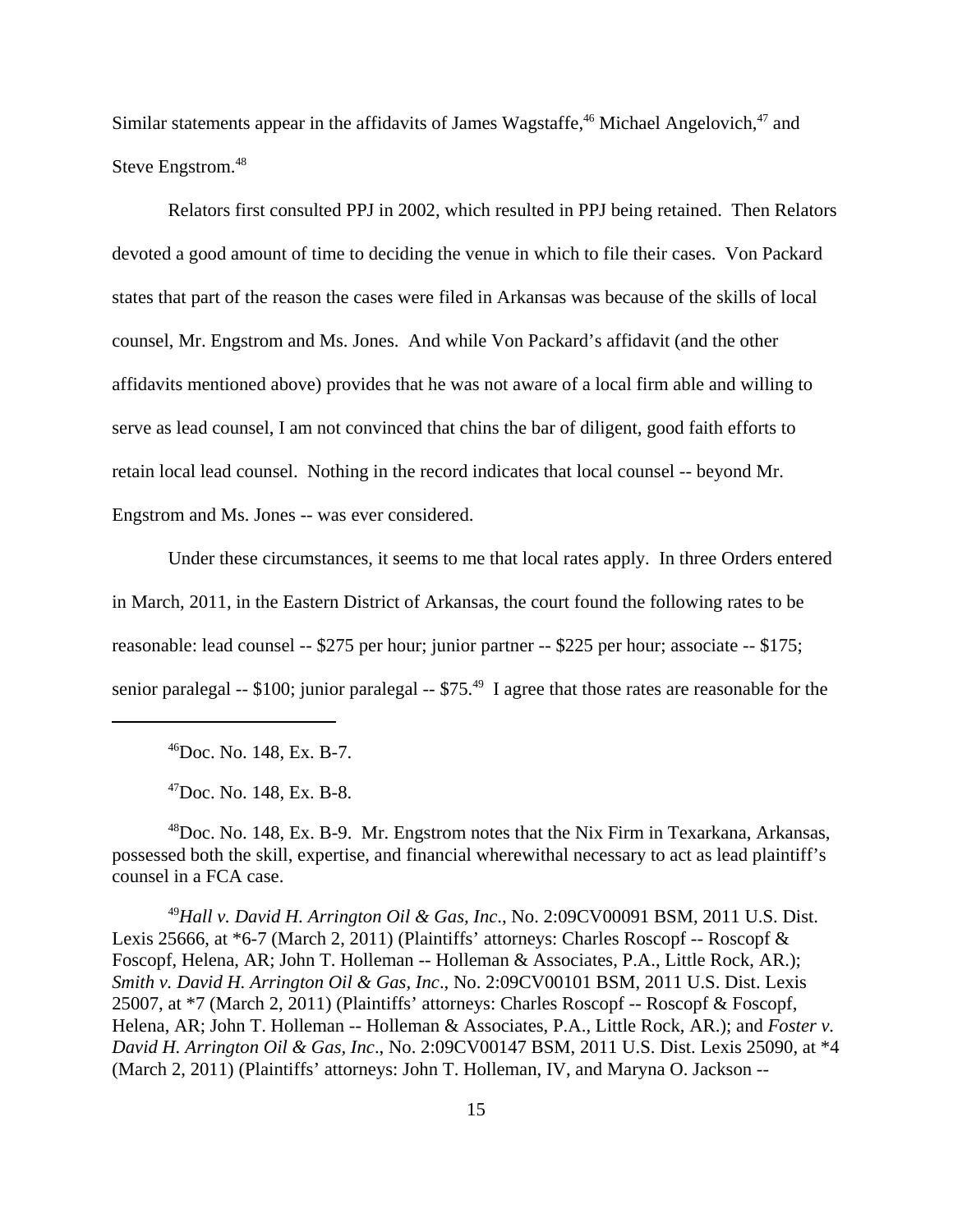Similar statements appear in the affidavits of James Wagstaffe,[46] Michael Angelovich,[47] and Steve Engstrom.[48]

Relators first consulted PPJ in 2002, which resulted in PPJ being retained. Then Relators devoted a good amount of time to deciding the venue in which to file their cases. Von Packard states that part of the reason the cases were filed in Arkansas was because of the skills of local counsel, Mr. Engstrom and Ms. Jones. And while Von Packard's affidavit (and the other affidavits mentioned above) provides that he was not aware of a local firm able and willing to serve as lead counsel, I am not convinced that chins the bar of diligent, good faith efforts to retain local lead counsel. Nothing in the record indicates that local counsel -- beyond Mr. Engstrom and Ms. Jones -- was ever considered.

Under these circumstances, it seems to me that local rates apply. In three Orders entered in March, 2011, in the Eastern District of Arkansas, the court found the following rates to be reasonable: lead counsel -- $275 per hour; junior partner -- $225 per hour; associate -- $175; senior paralegal -- $100; junior paralegal -- $75.[49] I agree that those rates are reasonable for the

---

[46]Doc. No. 148, Ex. B-7.

[47]Doc. No. 148, Ex. B-8.

[48]Doc. No. 148, Ex. B-9. Mr. Engstrom notes that the Nix Firm in Texarkana, Arkansas, possessed both the skill, expertise, and financial wherewithal necessary to act as lead plaintiff's counsel in a FCA case.

[49]*Hall v. David H. Arrington Oil & Gas, Inc*., No. 2:09CV00091 BSM, 2011 U.S. Dist. Lexis 25666, at \*6-7 (March 2, 2011) (Plaintiffs' attorneys: Charles Roscopf -- Roscopf & Foscopf, Helena, AR; John T. Holleman -- Holleman & Associates, P.A., Little Rock, AR.); *Smith v. David H. Arrington Oil & Gas, Inc*., No. 2:09CV00101 BSM, 2011 U.S. Dist. Lexis 25007, at \*7 (March 2, 2011) (Plaintiffs' attorneys: Charles Roscopf -- Roscopf & Foscopf, Helena, AR; John T. Holleman -- Holleman & Associates, P.A., Little Rock, AR.); and *Foster v. David H. Arrington Oil & Gas, Inc*., No. 2:09CV00147 BSM, 2011 U.S. Dist. Lexis 25090, at \*4 (March 2, 2011) (Plaintiffs' attorneys: John T. Holleman, IV, and Maryna O. Jackson --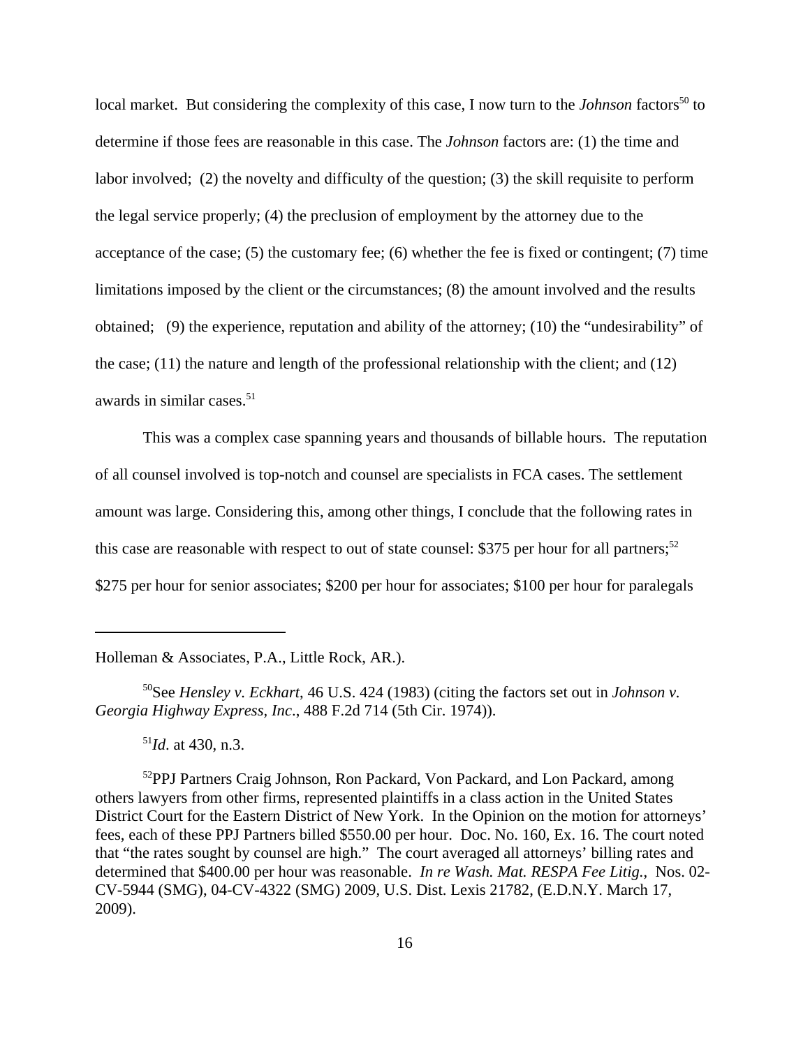local market. But considering the complexity of this case, I now turn to the *Johnson* factors[50] to determine if those fees are reasonable in this case. The *Johnson* factors are: (1) the time and labor involved; (2) the novelty and difficulty of the question; (3) the skill requisite to perform the legal service properly; (4) the preclusion of employment by the attorney due to the acceptance of the case; (5) the customary fee; (6) whether the fee is fixed or contingent; (7) time limitations imposed by the client or the circumstances; (8) the amount involved and the results obtained; (9) the experience, reputation and ability of the attorney; (10) the "undesirability" of the case; (11) the nature and length of the professional relationship with the client; and (12) awards in similar cases.[51]

This was a complex case spanning years and thousands of billable hours. The reputation of all counsel involved is top-notch and counsel are specialists in FCA cases. The settlement amount was large. Considering this, among other things, I conclude that the following rates in this case are reasonable with respect to out of state counsel: $375 per hour for all partners;[52] $275 per hour for senior associates; $200 per hour for associates; $100 per hour for paralegals

---

Holleman & Associates, P.A., Little Rock, AR.).

[50]See *Hensley v. Eckhart*, 46 U.S. 424 (1983) (citing the factors set out in *Johnson v. Georgia Highway Express, Inc*., 488 F.2d 714 (5th Cir. 1974)).

[51]*Id*. at 430, n.3.

[52]PPJ Partners Craig Johnson, Ron Packard, Von Packard, and Lon Packard, among others lawyers from other firms, represented plaintiffs in a class action in the United States District Court for the Eastern District of New York. In the Opinion on the motion for attorneys' fees, each of these PPJ Partners billed $550.00 per hour. Doc. No. 160, Ex. 16. The court noted that "the rates sought by counsel are high." The court averaged all attorneys' billing rates and determined that $400.00 per hour was reasonable. *In re Wash. Mat. RESPA Fee Litig.*, Nos. 02-CV-5944 (SMG), 04-CV-4322 (SMG) 2009, U.S. Dist. Lexis 21782, (E.D.N.Y. March 17, 2009).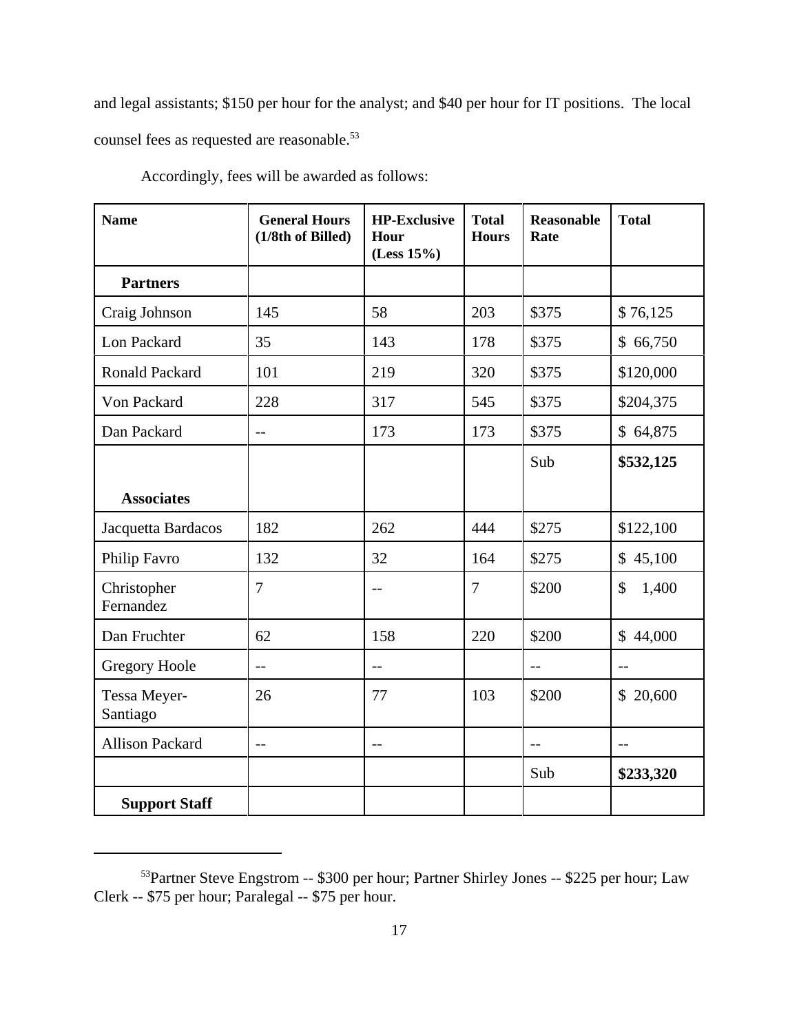and legal assistants; $150 per hour for the analyst; and $40 per hour for IT positions. The local counsel fees as requested are reasonable.[53]

Accordingly, fees will be awarded as follows:

| Name | General Hours (1/8th of Billed) | HP-Exclusive Hour (Less 15%) | Total Hours | Reasonable Rate | Total |
|---|---|---|---|---|---|
| **Partners** | | | | | |
| Craig Johnson | 145 | 58 | 203 | $375 | $ 76,125 |
| Lon Packard | 35 | 143 | 178 | $375 | $ 66,750 |
| Ronald Packard | 101 | 219 | 320 | $375 | $120,000 |
| Von Packard | 228 | 317 | 545 | $375 | $204,375 |
| Dan Packard | -- | 173 | 173 | $375 | $ 64,875 |
| | | | | Sub | **$532,125** |
| **Associates** | | | | | |
| Jacquetta Bardacos | 182 | 262 | 444 | $275 | $122,100 |
| Philip Favro | 132 | 32 | 164 | $275 | $ 45,100 |
| Christopher Fernandez | 7 | -- | 7 | $200 | $ 1,400 |
| Dan Fruchter | 62 | 158 | 220 | $200 | $ 44,000 |
| Gregory Hoole | -- | -- | | -- | -- |
| Tessa Meyer-Santiago | 26 | 77 | 103 | $200 | $ 20,600 |
| Allison Packard | -- | -- | | -- | -- |
| | | | | Sub | **$233,320** |
| **Support Staff** | | | | | |

[53]Partner Steve Engstrom -- $300 per hour; Partner Shirley Jones -- $225 per hour; Law Clerk -- $75 per hour; Paralegal -- $75 per hour.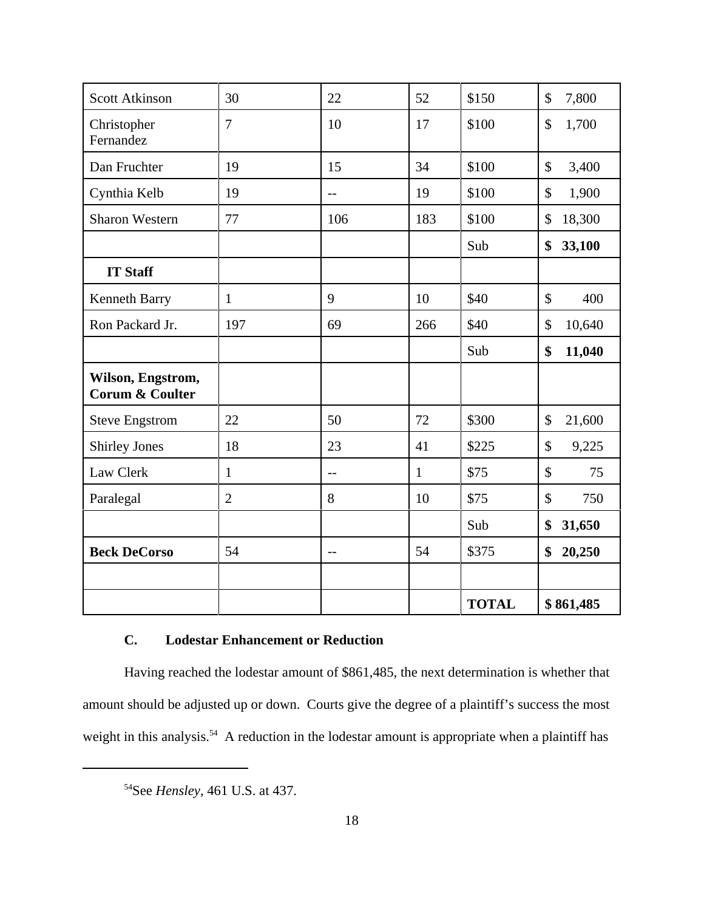| Scott Atkinson | 30 | 22 | 52 | $150 | $ 7,800 |
|---|---|---|---|---|---|
| Christopher Fernandez | 7 | 10 | 17 | $100 | $ 1,700 |
| Dan Fruchter | 19 | 15 | 34 | $100 | $ 3,400 |
| Cynthia Kelb | 19 | -- | 19 | $100 | $ 1,900 |
| Sharon Western | 77 | 106 | 183 | $100 | $ 18,300 |
| | | | | Sub | **$ 33,100** |
| **IT Staff** | | | | | |
| Kenneth Barry | 1 | 9 | 10 | $40 | $ 400 |
| Ron Packard Jr. | 197 | 69 | 266 | $40 | $ 10,640 |
| | | | | Sub | **$ 11,040** |
| **Wilson, Engstrom, Corum & Coulter** | | | | | |
| Steve Engstrom | 22 | 50 | 72 | $300 | $ 21,600 |
| Shirley Jones | 18 | 23 | 41 | $225 | $ 9,225 |
| Law Clerk | 1 | -- | 1 | $75 | $ 75 |
| Paralegal | 2 | 8 | 10 | $75 | $ 750 |
| | | | | Sub | **$ 31,650** |
| **Beck DeCorso** | 54 | -- | 54 | $375 | **$ 20,250** |
| | | | | | |
| | | | | **TOTAL** | **$ 861,485** |

### C. Lodestar Enhancement or Reduction

Having reached the lodestar amount of $861,485, the next determination is whether that amount should be adjusted up or down. Courts give the degree of a plaintiff's success the most weight in this analysis.[54] A reduction in the lodestar amount is appropriate when a plaintiff has

[54] See *Hensley*, 461 U.S. at 437.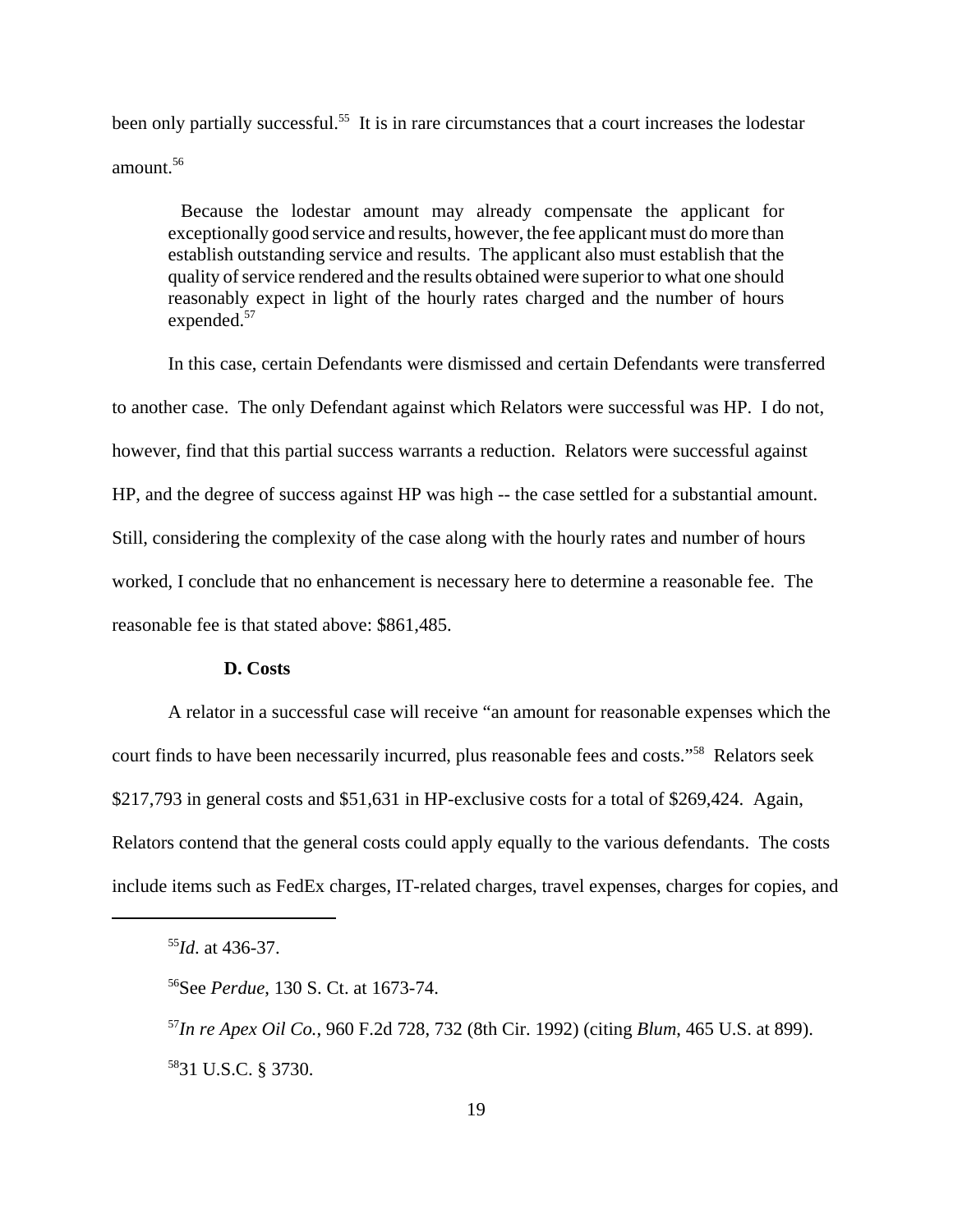been only partially successful.[55] It is in rare circumstances that a court increases the lodestar amount.[56]

> Because the lodestar amount may already compensate the applicant for exceptionally good service and results, however, the fee applicant must do more than establish outstanding service and results. The applicant also must establish that the quality of service rendered and the results obtained were superior to what one should reasonably expect in light of the hourly rates charged and the number of hours expended.[57]

In this case, certain Defendants were dismissed and certain Defendants were transferred to another case. The only Defendant against which Relators were successful was HP. I do not, however, find that this partial success warrants a reduction. Relators were successful against HP, and the degree of success against HP was high -- the case settled for a substantial amount. Still, considering the complexity of the case along with the hourly rates and number of hours worked, I conclude that no enhancement is necessary here to determine a reasonable fee. The reasonable fee is that stated above: $861,485.

**D. Costs**

A relator in a successful case will receive "an amount for reasonable expenses which the court finds to have been necessarily incurred, plus reasonable fees and costs."[58] Relators seek $217,793 in general costs and $51,631 in HP-exclusive costs for a total of $269,424. Again, Relators contend that the general costs could apply equally to the various defendants. The costs include items such as FedEx charges, IT-related charges, travel expenses, charges for copies, and

---

[55] *Id*. at 436-37.

[56] See *Perdue*, 130 S. Ct. at 1673-74.

[57] *In re Apex Oil Co.*, 960 F.2d 728, 732 (8th Cir. 1992) (citing *Blum*, 465 U.S. at 899).

[58] 31 U.S.C. § 3730.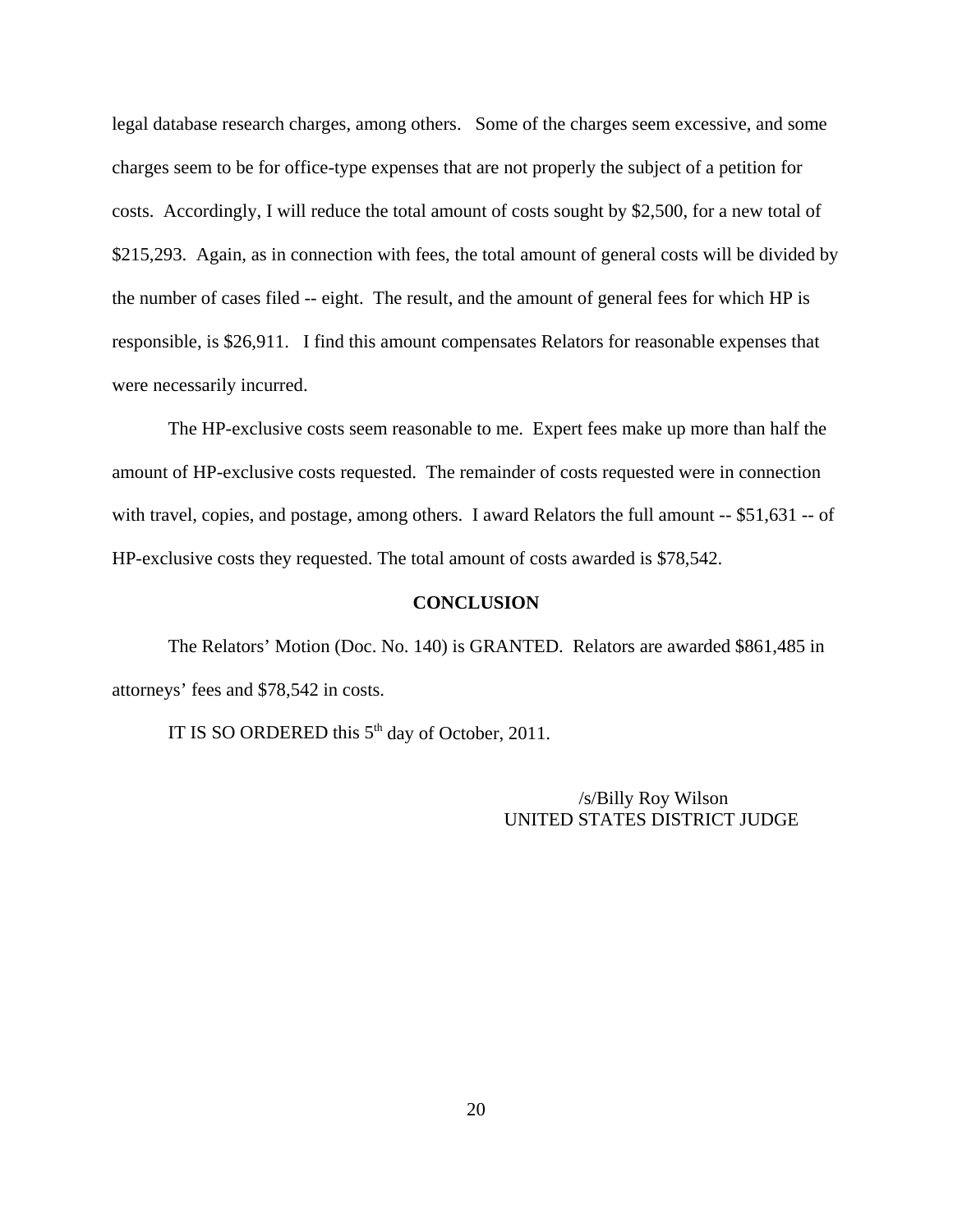legal database research charges, among others. Some of the charges seem excessive, and some charges seem to be for office-type expenses that are not properly the subject of a petition for costs. Accordingly, I will reduce the total amount of costs sought by $2,500, for a new total of $215,293. Again, as in connection with fees, the total amount of general costs will be divided by the number of cases filed -- eight. The result, and the amount of general fees for which HP is responsible, is $26,911. I find this amount compensates Relators for reasonable expenses that were necessarily incurred.

The HP-exclusive costs seem reasonable to me. Expert fees make up more than half the amount of HP-exclusive costs requested. The remainder of costs requested were in connection with travel, copies, and postage, among others. I award Relators the full amount -- $51,631 -- of HP-exclusive costs they requested. The total amount of costs awarded is $78,542.

## CONCLUSION

The Relators' Motion (Doc. No. 140) is GRANTED. Relators are awarded $861,485 in attorneys' fees and $78,542 in costs.

IT IS SO ORDERED this 5th day of October, 2011.

/s/Billy Roy Wilson
UNITED STATES DISTRICT JUDGE